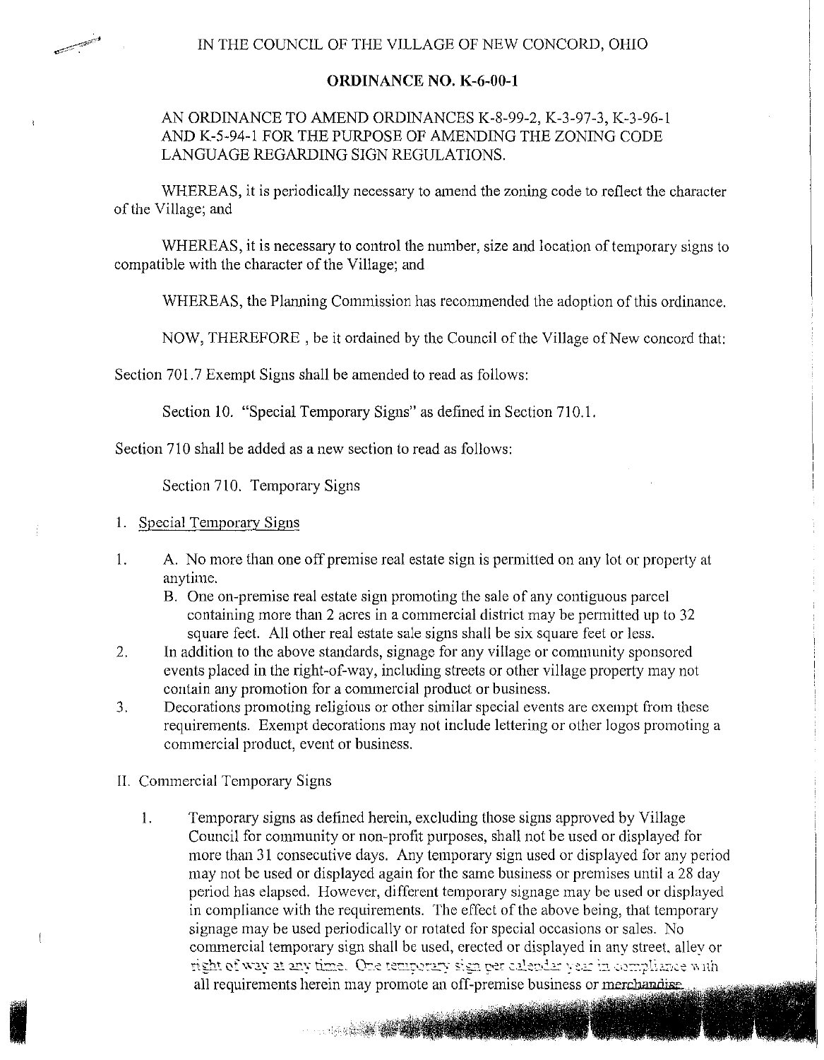IN THE COUNCIL OF THE VILLAGE OF NEW CONCORD, OHIO

**ORDINANCE NO. K-6-00-1**

AN ORDINANCE TO AMEND ORDINANCES K-8-99-2, K-3-97-3, K-3-96-1 AND K-5-94-1 FOR THE PURPOSE OF AMENDING THE ZONING CODE LANGUAGE REGARDING SIGN REGULATIONS.

WHEREAS, it is periodically necessary to amend the zoning code to reflect the character of the Village; and

WHEREAS, it is necessary to control the number, size and location of temporary signs to compatible with the character of the Village; and

WHEREAS, the Planning Commission has recommended the adoption of this ordinance.

NOW, THEREFORE , be it ordained by the Council of the Village of New concord that:

Section 701.7 Exempt Signs shall be amended to read as follows:

Section 10. "Special Temporary Signs" as defined in Section 710.1.

Section 710 shall be added as a new section to read as follows:

Section 710. Temporary Signs

I. Special Temporary Signs

1. A. No more than one off premise real estate sign is permitted on any lot or property at anytime.
   B. One on-premise real estate sign promoting the sale of any contiguous parcel containing more than 2 acres in a commercial district may be permitted up to 32 square feet. All other real estate sale signs shall be six square feet or less.
2. In addition to the above standards, signage for any village or community sponsored events placed in the right-of-way, including streets or other village property may not contain any promotion for a commercial product or business.
3. Decorations promoting religious or other similar special events are exempt from these requirements. Exempt decorations may not include lettering or other logos promoting a commercial product, event or business.

II. Commercial Temporary Signs

1. Temporary signs as defined herein, excluding those signs approved by Village Council for community or non-profit purposes, shall not be used or displayed for more than 31 consecutive days. Any temporary sign used or displayed for any period may not be used or displayed again for the same business or premises until a 28 day period has elapsed. However, different temporary signage may be used or displayed in compliance with the requirements. The effect of the above being, that temporary signage may be used periodically or rotated for special occasions or sales. No commercial temporary sign shall be used, erected or displayed in any street, alley or right of way at any time. One temporary sign per calendar year in compliance with all requirements herein may promote an off-premise business or merchandise.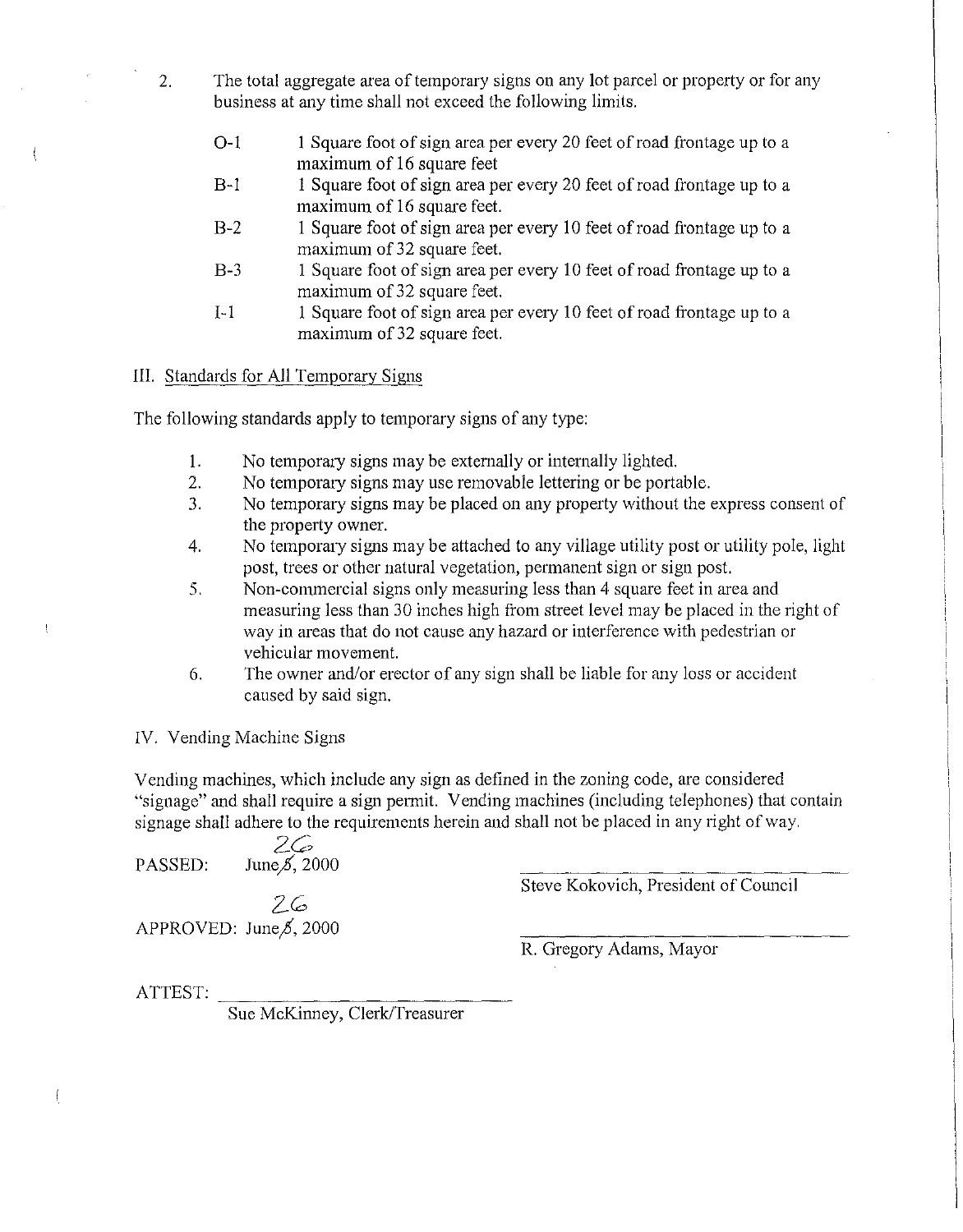2. The total aggregate area of temporary signs on any lot parcel or property or for any business at any time shall not exceed the following limits.

| | |
|---|---|
| O-1 | 1 Square foot of sign area per every 20 feet of road frontage up to a maximum of 16 square feet |
| B-1 | 1 Square foot of sign area per every 20 feet of road frontage up to a maximum of 16 square feet. |
| B-2 | 1 Square foot of sign area per every 10 feet of road frontage up to a maximum of 32 square feet. |
| B-3 | 1 Square foot of sign area per every 10 feet of road frontage up to a maximum of 32 square feet. |
| I-1 | 1 Square foot of sign area per every 10 feet of road frontage up to a maximum of 32 square feet. |

III. Standards for All Temporary Signs

The following standards apply to temporary signs of any type:

1. No temporary signs may be externally or internally lighted.
2. No temporary signs may use removable lettering or be portable.
3. No temporary signs may be placed on any property without the express consent of the property owner.
4. No temporary signs may be attached to any village utility post or utility pole, light post, trees or other natural vegetation, permanent sign or sign post.
5. Non-commercial signs only measuring less than 4 square feet in area and measuring less than 30 inches high from street level may be placed in the right of way in areas that do not cause any hazard or interference with pedestrian or vehicular movement.
6. The owner and/or erector of any sign shall be liable for any loss or accident caused by said sign.

IV. Vending Machine Signs

Vending machines, which include any sign as defined in the zoning code, are considered "signage" and shall require a sign permit. Vending machines (including telephones) that contain signage shall adhere to the requirements herein and shall not be placed in any right of way.

PASSED: June ~~5~~ 26, 2000

Steve Kokovich, President of Council

APPROVED: June ~~5~~ 26, 2000

R. Gregory Adams, Mayor

ATTEST: ______________________

Sue McKinney, Clerk/Treasurer